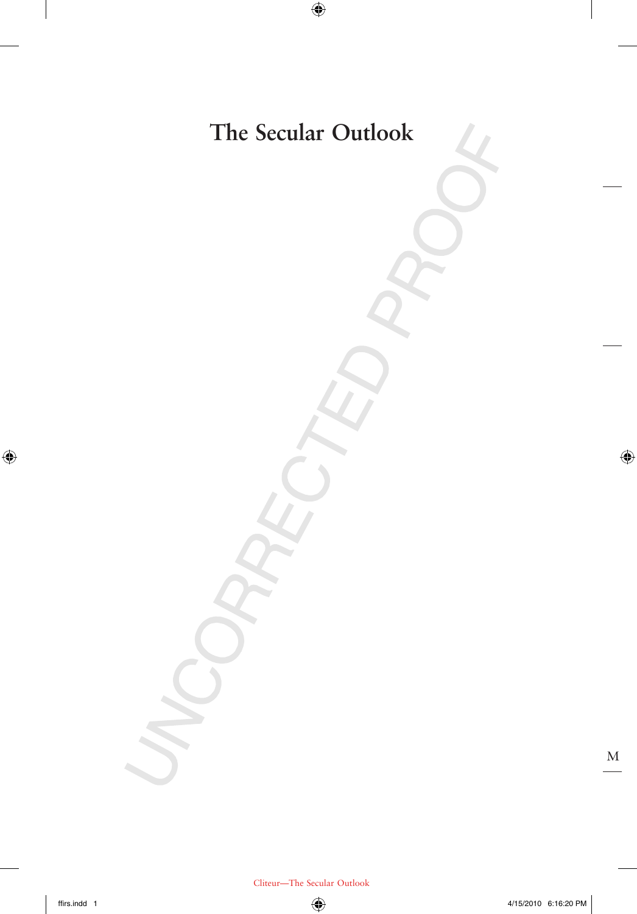# The Secular Outlook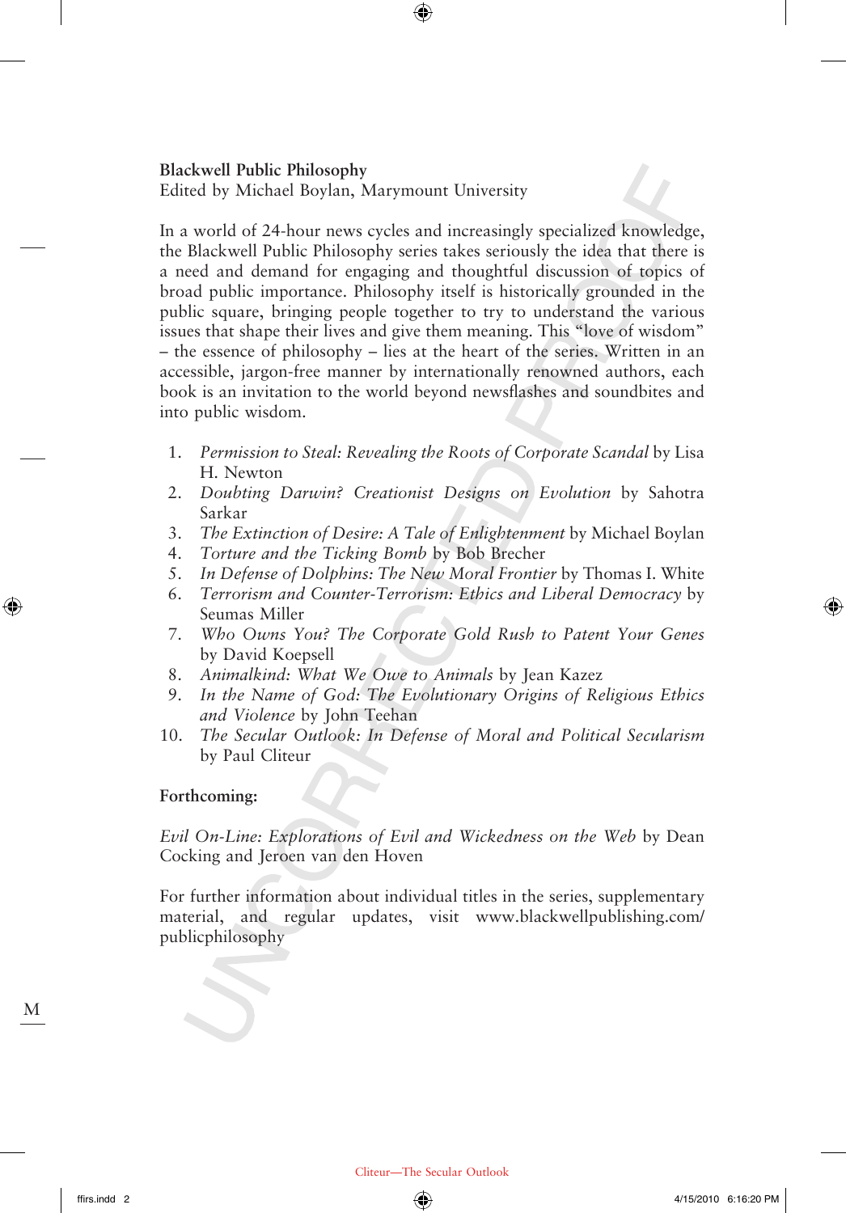**Blackwell Public Philosophy**
Edited by Michael Boylan, Marymount University

In a world of 24-hour news cycles and increasingly specialized knowledge, the Blackwell Public Philosophy series takes seriously the idea that there is a need and demand for engaging and thoughtful discussion of topics of broad public importance. Philosophy itself is historically grounded in the public square, bringing people together to try to understand the various issues that shape their lives and give them meaning. This "love of wisdom" – the essence of philosophy – lies at the heart of the series. Written in an accessible, jargon-free manner by internationally renowned authors, each book is an invitation to the world beyond newsflashes and soundbites and into public wisdom.

1. *Permission to Steal: Revealing the Roots of Corporate Scandal* by Lisa H. Newton
2. *Doubting Darwin? Creationist Designs on Evolution* by Sahotra Sarkar
3. *The Extinction of Desire: A Tale of Enlightenment* by Michael Boylan
4. *Torture and the Ticking Bomb* by Bob Brecher
5. *In Defense of Dolphins: The New Moral Frontier* by Thomas I. White
6. *Terrorism and Counter-Terrorism: Ethics and Liberal Democracy* by Seumas Miller
7. *Who Owns You? The Corporate Gold Rush to Patent Your Genes* by David Koepsell
8. *Animalkind: What We Owe to Animals* by Jean Kazez
9. *In the Name of God: The Evolutionary Origins of Religious Ethics and Violence* by John Teehan
10. *The Secular Outlook: In Defense of Moral and Political Secularism* by Paul Cliteur

**Forthcoming:**

*Evil On-Line: Explorations of Evil and Wickedness on the Web* by Dean Cocking and Jeroen van den Hoven

For further information about individual titles in the series, supplementary material, and regular updates, visit www.blackwellpublishing.com/publicphilosophy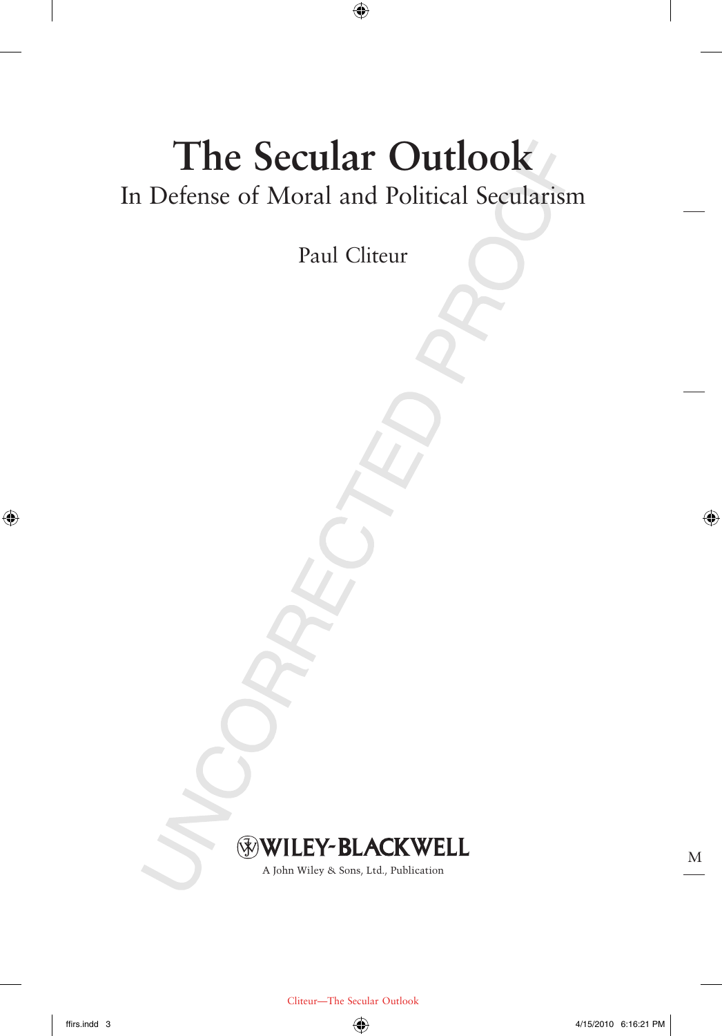# The Secular Outlook

## In Defense of Moral and Political Secularism

Paul Cliteur

WILEY-BLACKWELL

A John Wiley & Sons, Ltd., Publication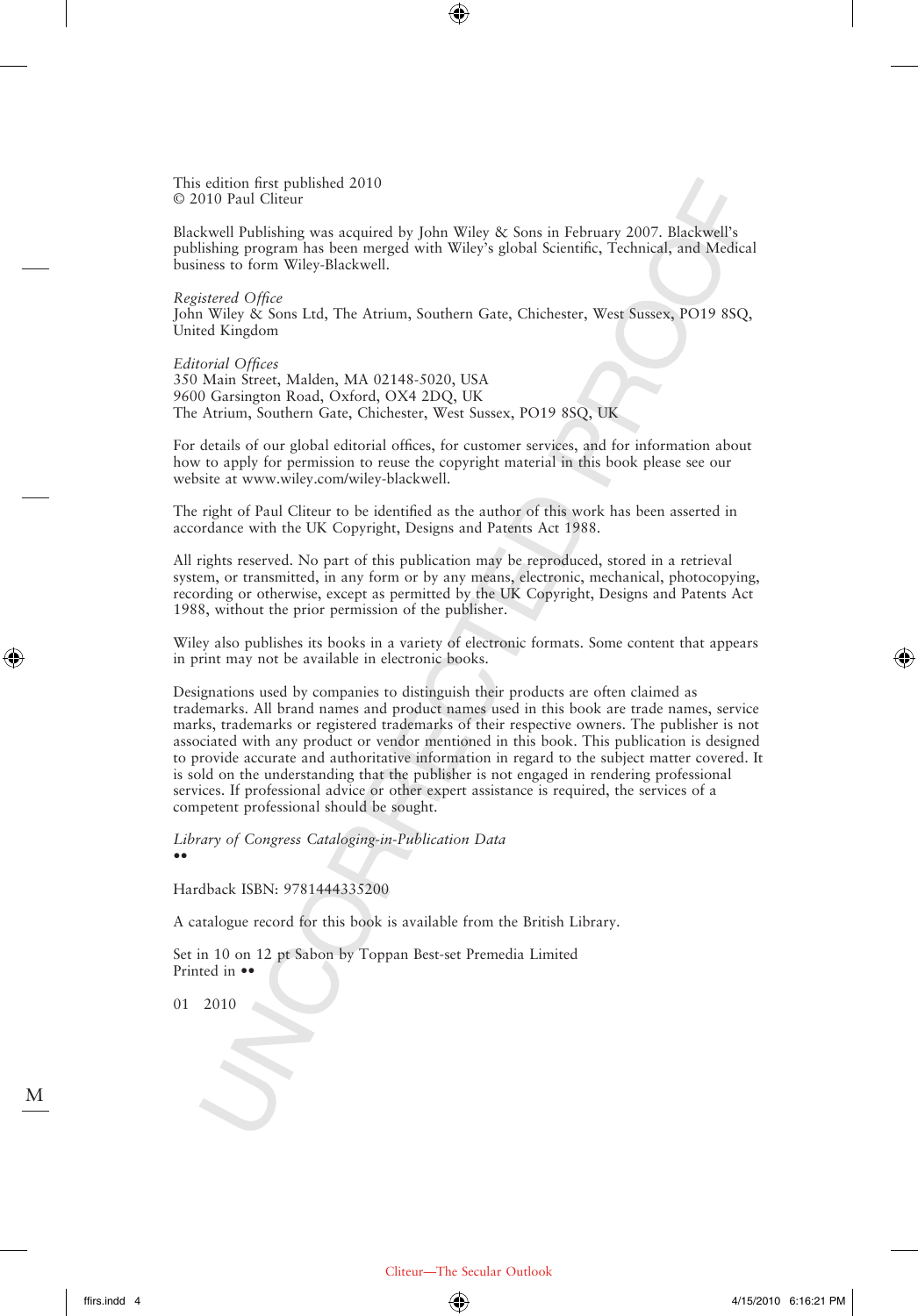This edition first published 2010
© 2010 Paul Cliteur

Blackwell Publishing was acquired by John Wiley & Sons in February 2007. Blackwell's publishing program has been merged with Wiley's global Scientific, Technical, and Medical business to form Wiley-Blackwell.

*Registered Office*
John Wiley & Sons Ltd, The Atrium, Southern Gate, Chichester, West Sussex, PO19 8SQ, United Kingdom

*Editorial Offices*
350 Main Street, Malden, MA 02148-5020, USA
9600 Garsington Road, Oxford, OX4 2DQ, UK
The Atrium, Southern Gate, Chichester, West Sussex, PO19 8SQ, UK

For details of our global editorial offices, for customer services, and for information about how to apply for permission to reuse the copyright material in this book please see our website at www.wiley.com/wiley-blackwell.

The right of Paul Cliteur to be identified as the author of this work has been asserted in accordance with the UK Copyright, Designs and Patents Act 1988.

All rights reserved. No part of this publication may be reproduced, stored in a retrieval system, or transmitted, in any form or by any means, electronic, mechanical, photocopying, recording or otherwise, except as permitted by the UK Copyright, Designs and Patents Act 1988, without the prior permission of the publisher.

Wiley also publishes its books in a variety of electronic formats. Some content that appears in print may not be available in electronic books.

Designations used by companies to distinguish their products are often claimed as trademarks. All brand names and product names used in this book are trade names, service marks, trademarks or registered trademarks of their respective owners. The publisher is not associated with any product or vendor mentioned in this book. This publication is designed to provide accurate and authoritative information in regard to the subject matter covered. It is sold on the understanding that the publisher is not engaged in rendering professional services. If professional advice or other expert assistance is required, the services of a competent professional should be sought.

*Library of Congress Cataloging-in-Publication Data*
••

Hardback ISBN: 9781444335200

A catalogue record for this book is available from the British Library.

Set in 10 on 12 pt Sabon by Toppan Best-set Premedia Limited
Printed in ••

01 2010